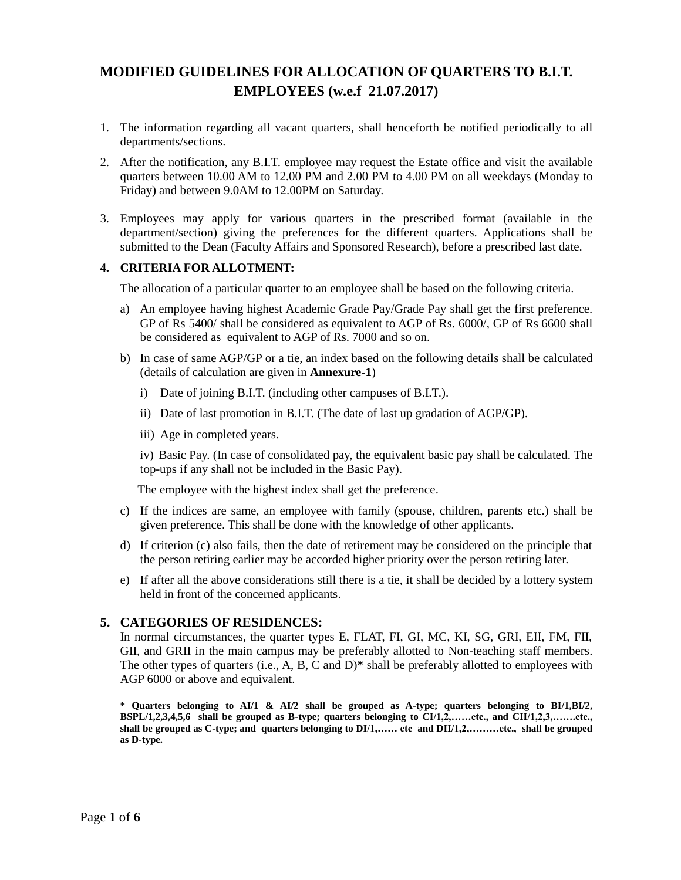# MODIFIED GUIDELINES FOR ALLOCATION OF QUARTERS TO B.I.T. EMPLOYEES (w.e.f 21.07.2017)

1. The information regarding all vacant quarters, shall henceforth be notified periodically to all departments/sections.
2. After the notification, any B.I.T. employee may request the Estate office and visit the available quarters between 10.00 AM to 12.00 PM and 2.00 PM to 4.00 PM on all weekdays (Monday to Friday) and between 9.0AM to 12.00PM on Saturday.
3. Employees may apply for various quarters in the prescribed format (available in the department/section) giving the preferences for the different quarters. Applications shall be submitted to the Dean (Faculty Affairs and Sponsored Research), before a prescribed last date.
4. **CRITERIA FOR ALLOTMENT:**

   The allocation of a particular quarter to an employee shall be based on the following criteria.

   a) An employee having highest Academic Grade Pay/Grade Pay shall get the first preference. GP of Rs 5400/ shall be considered as equivalent to AGP of Rs. 6000/, GP of Rs 6600 shall be considered as equivalent to AGP of Rs. 7000 and so on.

   b) In case of same AGP/GP or a tie, an index based on the following details shall be calculated (details of calculation are given in **Annexure-1**)

      i) Date of joining B.I.T. (including other campuses of B.I.T.).

      ii) Date of last promotion in B.I.T. (The date of last up gradation of AGP/GP).

      iii) Age in completed years.

      iv) Basic Pay. (In case of consolidated pay, the equivalent basic pay shall be calculated. The top-ups if any shall not be included in the Basic Pay).

      The employee with the highest index shall get the preference.

   c) If the indices are same, an employee with family (spouse, children, parents etc.) shall be given preference. This shall be done with the knowledge of other applicants.

   d) If criterion (c) also fails, then the date of retirement may be considered on the principle that the person retiring earlier may be accorded higher priority over the person retiring later.

   e) If after all the above considerations still there is a tie, it shall be decided by a lottery system held in front of the concerned applicants.

5. **CATEGORIES OF RESIDENCES:**

   In normal circumstances, the quarter types E, FLAT, FI, GI, MC, KI, SG, GRI, EII, FM, FII, GII, and GRII in the main campus may be preferably allotted to Non-teaching staff members. The other types of quarters (i.e., A, B, C and D)**\*** shall be preferably allotted to employees with AGP 6000 or above and equivalent.

   **\* Quarters belonging to AI/1 & AI/2 shall be grouped as A-type; quarters belonging to BI/1,BI/2, BSPL/1,2,3,4,5,6 shall be grouped as B-type; quarters belonging to CI/1,2,……etc., and CII/1,2,3,…….etc., shall be grouped as C-type; and quarters belonging to DI/1,…… etc and DII/1,2,………etc., shall be grouped as D-type.**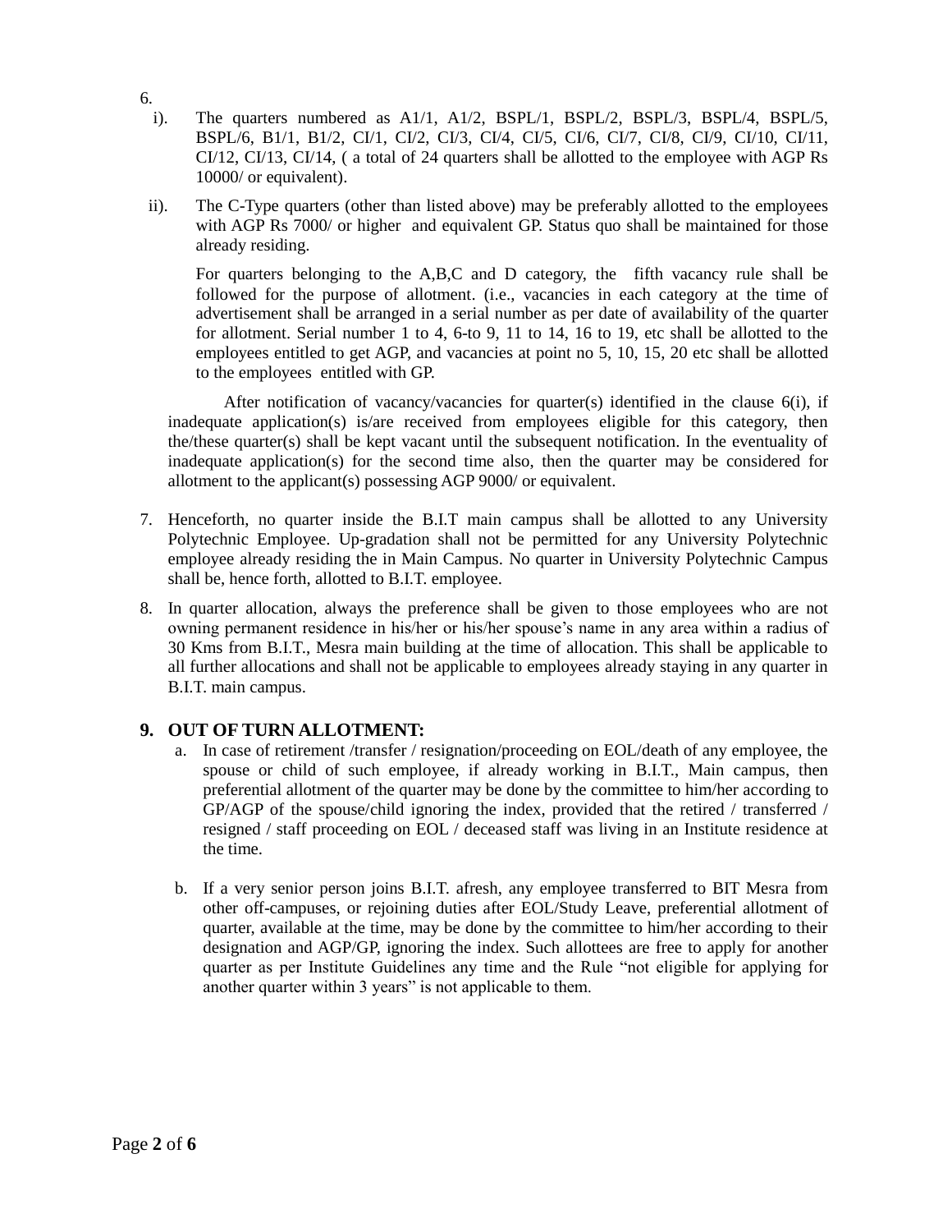6.

i). The quarters numbered as A1/1, A1/2, BSPL/1, BSPL/2, BSPL/3, BSPL/4, BSPL/5, BSPL/6, B1/1, B1/2, CI/1, CI/2, CI/3, CI/4, CI/5, CI/6, CI/7, CI/8, CI/9, CI/10, CI/11, CI/12, CI/13, CI/14, ( a total of 24 quarters shall be allotted to the employee with AGP Rs 10000/ or equivalent).

ii). The C-Type quarters (other than listed above) may be preferably allotted to the employees with AGP Rs 7000/ or higher and equivalent GP. Status quo shall be maintained for those already residing.

For quarters belonging to the A,B,C and D category, the fifth vacancy rule shall be followed for the purpose of allotment. (i.e., vacancies in each category at the time of advertisement shall be arranged in a serial number as per date of availability of the quarter for allotment. Serial number 1 to 4, 6-to 9, 11 to 14, 16 to 19, etc shall be allotted to the employees entitled to get AGP, and vacancies at point no 5, 10, 15, 20 etc shall be allotted to the employees entitled with GP.

After notification of vacancy/vacancies for quarter(s) identified in the clause 6(i), if inadequate application(s) is/are received from employees eligible for this category, then the/these quarter(s) shall be kept vacant until the subsequent notification. In the eventuality of inadequate application(s) for the second time also, then the quarter may be considered for allotment to the applicant(s) possessing AGP 9000/ or equivalent.

7. Henceforth, no quarter inside the B.I.T main campus shall be allotted to any University Polytechnic Employee. Up-gradation shall not be permitted for any University Polytechnic employee already residing the in Main Campus. No quarter in University Polytechnic Campus shall be, hence forth, allotted to B.I.T. employee.

8. In quarter allocation, always the preference shall be given to those employees who are not owning permanent residence in his/her or his/her spouse's name in any area within a radius of 30 Kms from B.I.T., Mesra main building at the time of allocation. This shall be applicable to all further allocations and shall not be applicable to employees already staying in any quarter in B.I.T. main campus.

## 9. OUT OF TURN ALLOTMENT:

a. In case of retirement /transfer / resignation/proceeding on EOL/death of any employee, the spouse or child of such employee, if already working in B.I.T., Main campus, then preferential allotment of the quarter may be done by the committee to him/her according to GP/AGP of the spouse/child ignoring the index, provided that the retired / transferred / resigned / staff proceeding on EOL / deceased staff was living in an Institute residence at the time.

b. If a very senior person joins B.I.T. afresh, any employee transferred to BIT Mesra from other off-campuses, or rejoining duties after EOL/Study Leave, preferential allotment of quarter, available at the time, may be done by the committee to him/her according to their designation and AGP/GP, ignoring the index. Such allottees are free to apply for another quarter as per Institute Guidelines any time and the Rule "not eligible for applying for another quarter within 3 years" is not applicable to them.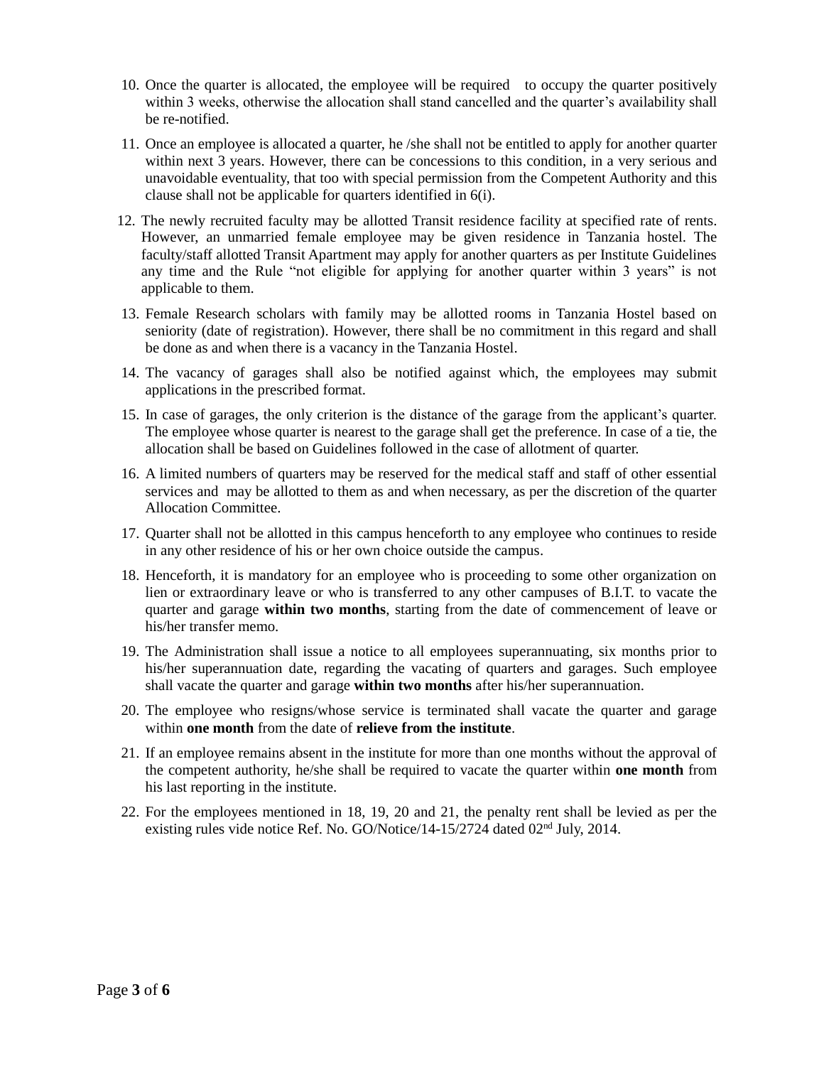10. Once the quarter is allocated, the employee will be required to occupy the quarter positively within 3 weeks, otherwise the allocation shall stand cancelled and the quarter's availability shall be re-notified.

11. Once an employee is allocated a quarter, he /she shall not be entitled to apply for another quarter within next 3 years. However, there can be concessions to this condition, in a very serious and unavoidable eventuality, that too with special permission from the Competent Authority and this clause shall not be applicable for quarters identified in 6(i).

12. The newly recruited faculty may be allotted Transit residence facility at specified rate of rents. However, an unmarried female employee may be given residence in Tanzania hostel. The faculty/staff allotted Transit Apartment may apply for another quarters as per Institute Guidelines any time and the Rule "not eligible for applying for another quarter within 3 years" is not applicable to them.

13. Female Research scholars with family may be allotted rooms in Tanzania Hostel based on seniority (date of registration). However, there shall be no commitment in this regard and shall be done as and when there is a vacancy in the Tanzania Hostel.

14. The vacancy of garages shall also be notified against which, the employees may submit applications in the prescribed format.

15. In case of garages, the only criterion is the distance of the garage from the applicant's quarter. The employee whose quarter is nearest to the garage shall get the preference. In case of a tie, the allocation shall be based on Guidelines followed in the case of allotment of quarter.

16. A limited numbers of quarters may be reserved for the medical staff and staff of other essential services and may be allotted to them as and when necessary, as per the discretion of the quarter Allocation Committee.

17. Quarter shall not be allotted in this campus henceforth to any employee who continues to reside in any other residence of his or her own choice outside the campus.

18. Henceforth, it is mandatory for an employee who is proceeding to some other organization on lien or extraordinary leave or who is transferred to any other campuses of B.I.T. to vacate the quarter and garage **within two months**, starting from the date of commencement of leave or his/her transfer memo.

19. The Administration shall issue a notice to all employees superannuating, six months prior to his/her superannuation date, regarding the vacating of quarters and garages. Such employee shall vacate the quarter and garage **within two months** after his/her superannuation.

20. The employee who resigns/whose service is terminated shall vacate the quarter and garage within **one month** from the date of **relieve from the institute**.

21. If an employee remains absent in the institute for more than one months without the approval of the competent authority, he/she shall be required to vacate the quarter within **one month** from his last reporting in the institute.

22. For the employees mentioned in 18, 19, 20 and 21, the penalty rent shall be levied as per the existing rules vide notice Ref. No. GO/Notice/14-15/2724 dated 02nd July, 2014.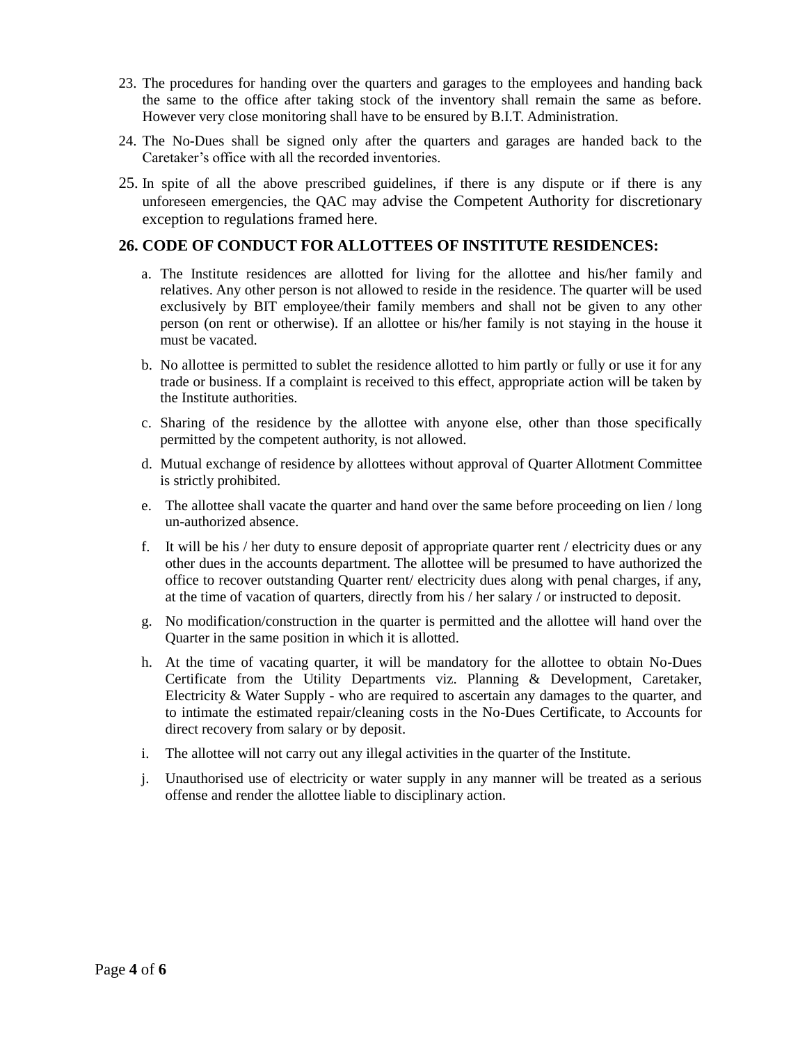23. The procedures for handing over the quarters and garages to the employees and handing back the same to the office after taking stock of the inventory shall remain the same as before. However very close monitoring shall have to be ensured by B.I.T. Administration.

24. The No-Dues shall be signed only after the quarters and garages are handed back to the Caretaker's office with all the recorded inventories.

25. In spite of all the above prescribed guidelines, if there is any dispute or if there is any unforeseen emergencies, the QAC may advise the Competent Authority for discretionary exception to regulations framed here.

### 26. CODE OF CONDUCT FOR ALLOTTEES OF INSTITUTE RESIDENCES:

a. The Institute residences are allotted for living for the allottee and his/her family and relatives. Any other person is not allowed to reside in the residence. The quarter will be used exclusively by BIT employee/their family members and shall not be given to any other person (on rent or otherwise). If an allottee or his/her family is not staying in the house it must be vacated.

b. No allottee is permitted to sublet the residence allotted to him partly or fully or use it for any trade or business. If a complaint is received to this effect, appropriate action will be taken by the Institute authorities.

c. Sharing of the residence by the allottee with anyone else, other than those specifically permitted by the competent authority, is not allowed.

d. Mutual exchange of residence by allottees without approval of Quarter Allotment Committee is strictly prohibited.

e. The allottee shall vacate the quarter and hand over the same before proceeding on lien / long un-authorized absence.

f. It will be his / her duty to ensure deposit of appropriate quarter rent / electricity dues or any other dues in the accounts department. The allottee will be presumed to have authorized the office to recover outstanding Quarter rent/ electricity dues along with penal charges, if any, at the time of vacation of quarters, directly from his / her salary / or instructed to deposit.

g. No modification/construction in the quarter is permitted and the allottee will hand over the Quarter in the same position in which it is allotted.

h. At the time of vacating quarter, it will be mandatory for the allottee to obtain No-Dues Certificate from the Utility Departments viz. Planning & Development, Caretaker, Electricity & Water Supply - who are required to ascertain any damages to the quarter, and to intimate the estimated repair/cleaning costs in the No-Dues Certificate, to Accounts for direct recovery from salary or by deposit.

i. The allottee will not carry out any illegal activities in the quarter of the Institute.

j. Unauthorised use of electricity or water supply in any manner will be treated as a serious offense and render the allottee liable to disciplinary action.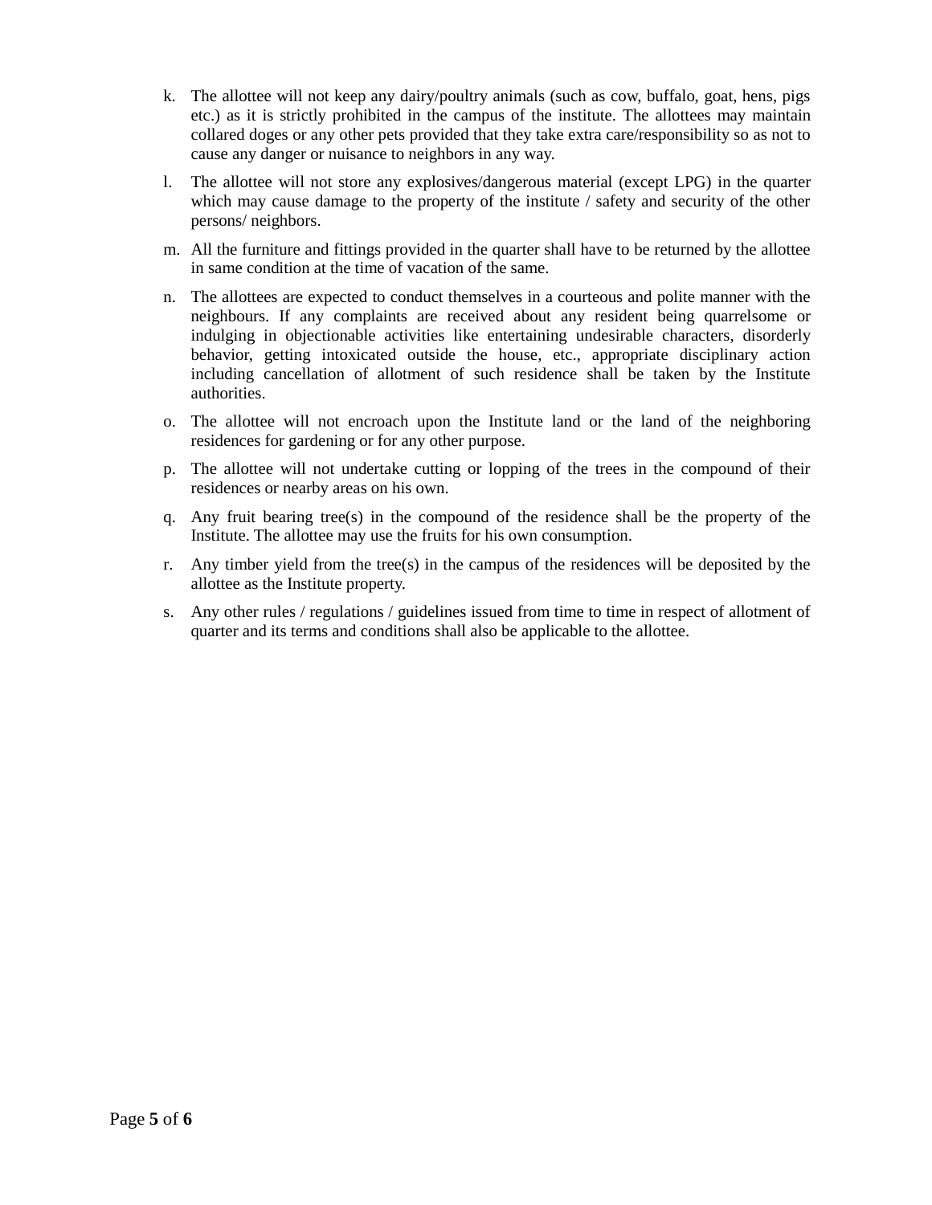k. The allottee will not keep any dairy/poultry animals (such as cow, buffalo, goat, hens, pigs etc.) as it is strictly prohibited in the campus of the institute. The allottees may maintain collared doges or any other pets provided that they take extra care/responsibility so as not to cause any danger or nuisance to neighbors in any way.

l. The allottee will not store any explosives/dangerous material (except LPG) in the quarter which may cause damage to the property of the institute / safety and security of the other persons/ neighbors.

m. All the furniture and fittings provided in the quarter shall have to be returned by the allottee in same condition at the time of vacation of the same.

n. The allottees are expected to conduct themselves in a courteous and polite manner with the neighbours. If any complaints are received about any resident being quarrelsome or indulging in objectionable activities like entertaining undesirable characters, disorderly behavior, getting intoxicated outside the house, etc., appropriate disciplinary action including cancellation of allotment of such residence shall be taken by the Institute authorities.

o. The allottee will not encroach upon the Institute land or the land of the neighboring residences for gardening or for any other purpose.

p. The allottee will not undertake cutting or lopping of the trees in the compound of their residences or nearby areas on his own.

q. Any fruit bearing tree(s) in the compound of the residence shall be the property of the Institute. The allottee may use the fruits for his own consumption.

r. Any timber yield from the tree(s) in the campus of the residences will be deposited by the allottee as the Institute property.

s. Any other rules / regulations / guidelines issued from time to time in respect of allotment of quarter and its terms and conditions shall also be applicable to the allottee.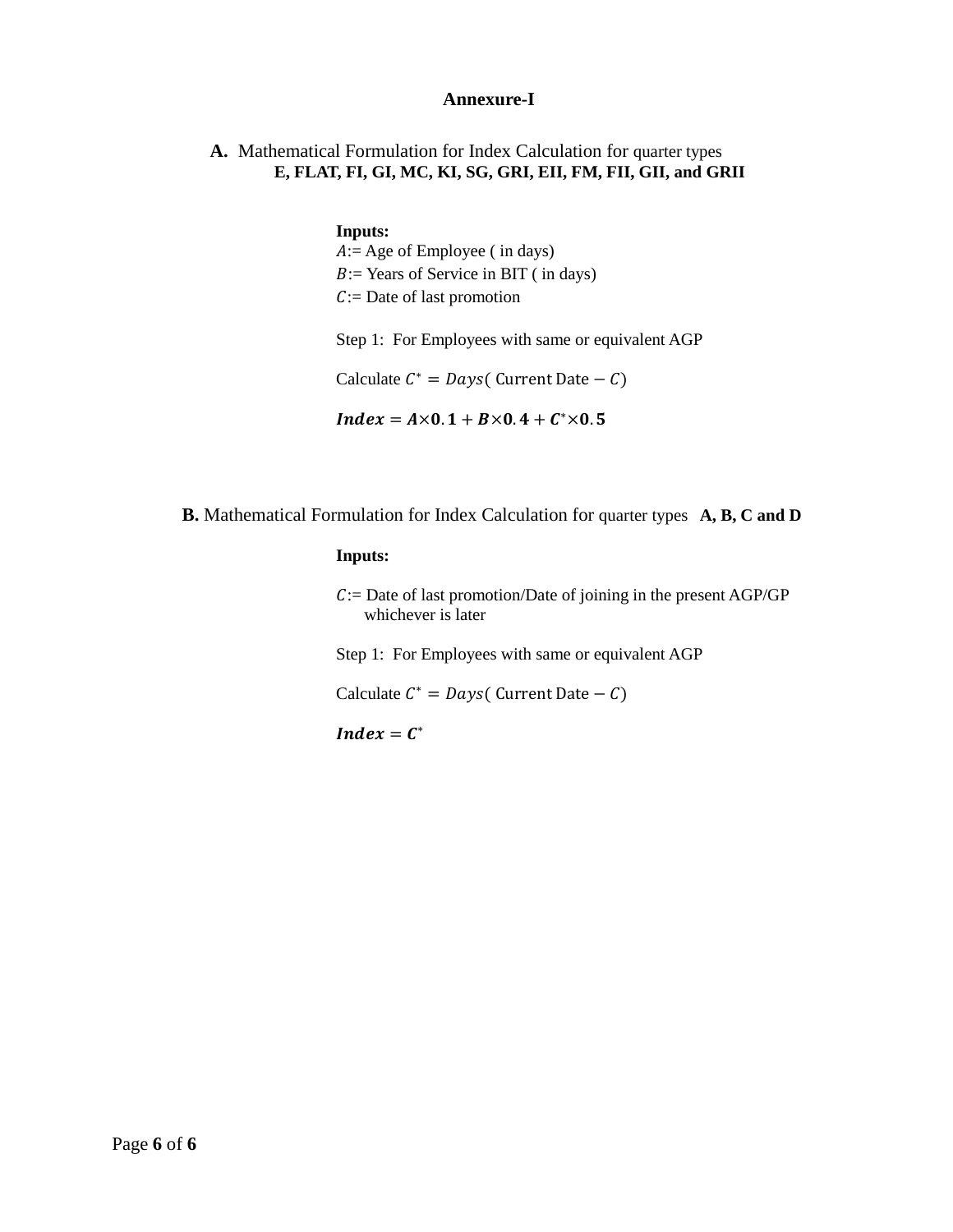**Annexure-I**

**A.** Mathematical Formulation for Index Calculation for quarter types **E, FLAT, FI, GI, MC, KI, SG, GRI, EII, FM, FII, GII, and GRII**

**Inputs:**

$A$:= Age of Employee ( in days)

$B$:= Years of Service in BIT ( in days)

$C$:= Date of last promotion

Step 1: For Employees with same or equivalent AGP

Calculate $C^{*} = Days(\text{ Current Date} - C)$

$$\boldsymbol{Index = A \times 0.1 + B \times 0.4 + C^{*} \times 0.5}$$

**B.** Mathematical Formulation for Index Calculation for quarter types **A, B, C and D**

**Inputs:**

$C$:= Date of last promotion/Date of joining in the present AGP/GP whichever is later

Step 1: For Employees with same or equivalent AGP

Calculate $C^{*} = Days(\text{ Current Date} - C)$

$$\boldsymbol{Index = C^{*}}$$